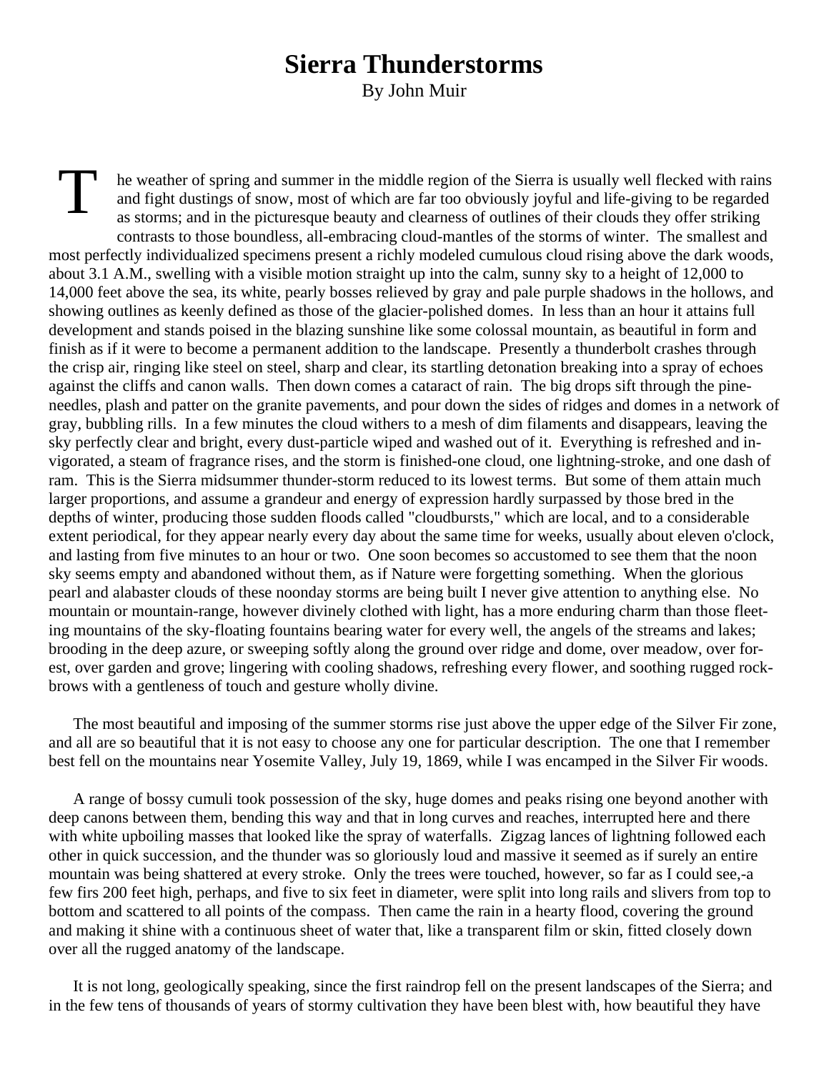# Sierra Thunderstorms

By John Muir

The weather of spring and summer in the middle region of the Sierra is usually well flecked with rains and fight dustings of snow, most of which are far too obviously joyful and life-giving to be regarded as storms; and in the picturesque beauty and clearness of outlines of their clouds they offer striking contrasts to those boundless, all-embracing cloud-mantles of the storms of winter. The smallest and most perfectly individualized specimens present a richly modeled cumulous cloud rising above the dark woods, about 3.1 A.M., swelling with a visible motion straight up into the calm, sunny sky to a height of 12,000 to 14,000 feet above the sea, its white, pearly bosses relieved by gray and pale purple shadows in the hollows, and showing outlines as keenly defined as those of the glacier-polished domes. In less than an hour it attains full development and stands poised in the blazing sunshine like some colossal mountain, as beautiful in form and finish as if it were to become a permanent addition to the landscape. Presently a thunderbolt crashes through the crisp air, ringing like steel on steel, sharp and clear, its startling detonation breaking into a spray of echoes against the cliffs and canon walls. Then down comes a cataract of rain. The big drops sift through the pine-needles, plash and patter on the granite pavements, and pour down the sides of ridges and domes in a network of gray, bubbling rills. In a few minutes the cloud withers to a mesh of dim filaments and disappears, leaving the sky perfectly clear and bright, every dust-particle wiped and washed out of it. Everything is refreshed and invigorated, a steam of fragrance rises, and the storm is finished-one cloud, one lightning-stroke, and one dash of ram. This is the Sierra midsummer thunder-storm reduced to its lowest terms. But some of them attain much larger proportions, and assume a grandeur and energy of expression hardly surpassed by those bred in the depths of winter, producing those sudden floods called "cloudbursts," which are local, and to a considerable extent periodical, for they appear nearly every day about the same time for weeks, usually about eleven o'clock, and lasting from five minutes to an hour or two. One soon becomes so accustomed to see them that the noon sky seems empty and abandoned without them, as if Nature were forgetting something. When the glorious pearl and alabaster clouds of these noonday storms are being built I never give attention to anything else. No mountain or mountain-range, however divinely clothed with light, has a more enduring charm than those fleeting mountains of the sky-floating fountains bearing water for every well, the angels of the streams and lakes; brooding in the deep azure, or sweeping softly along the ground over ridge and dome, over meadow, over forest, over garden and grove; lingering with cooling shadows, refreshing every flower, and soothing rugged rock-brows with a gentleness of touch and gesture wholly divine.

The most beautiful and imposing of the summer storms rise just above the upper edge of the Silver Fir zone, and all are so beautiful that it is not easy to choose any one for particular description. The one that I remember best fell on the mountains near Yosemite Valley, July 19, 1869, while I was encamped in the Silver Fir woods.

A range of bossy cumuli took possession of the sky, huge domes and peaks rising one beyond another with deep canons between them, bending this way and that in long curves and reaches, interrupted here and there with white upboiling masses that looked like the spray of waterfalls. Zigzag lances of lightning followed each other in quick succession, and the thunder was so gloriously loud and massive it seemed as if surely an entire mountain was being shattered at every stroke. Only the trees were touched, however, so far as I could see,-a few firs 200 feet high, perhaps, and five to six feet in diameter, were split into long rails and slivers from top to bottom and scattered to all points of the compass. Then came the rain in a hearty flood, covering the ground and making it shine with a continuous sheet of water that, like a transparent film or skin, fitted closely down over all the rugged anatomy of the landscape.

It is not long, geologically speaking, since the first raindrop fell on the present landscapes of the Sierra; and in the few tens of thousands of years of stormy cultivation they have been blest with, how beautiful they have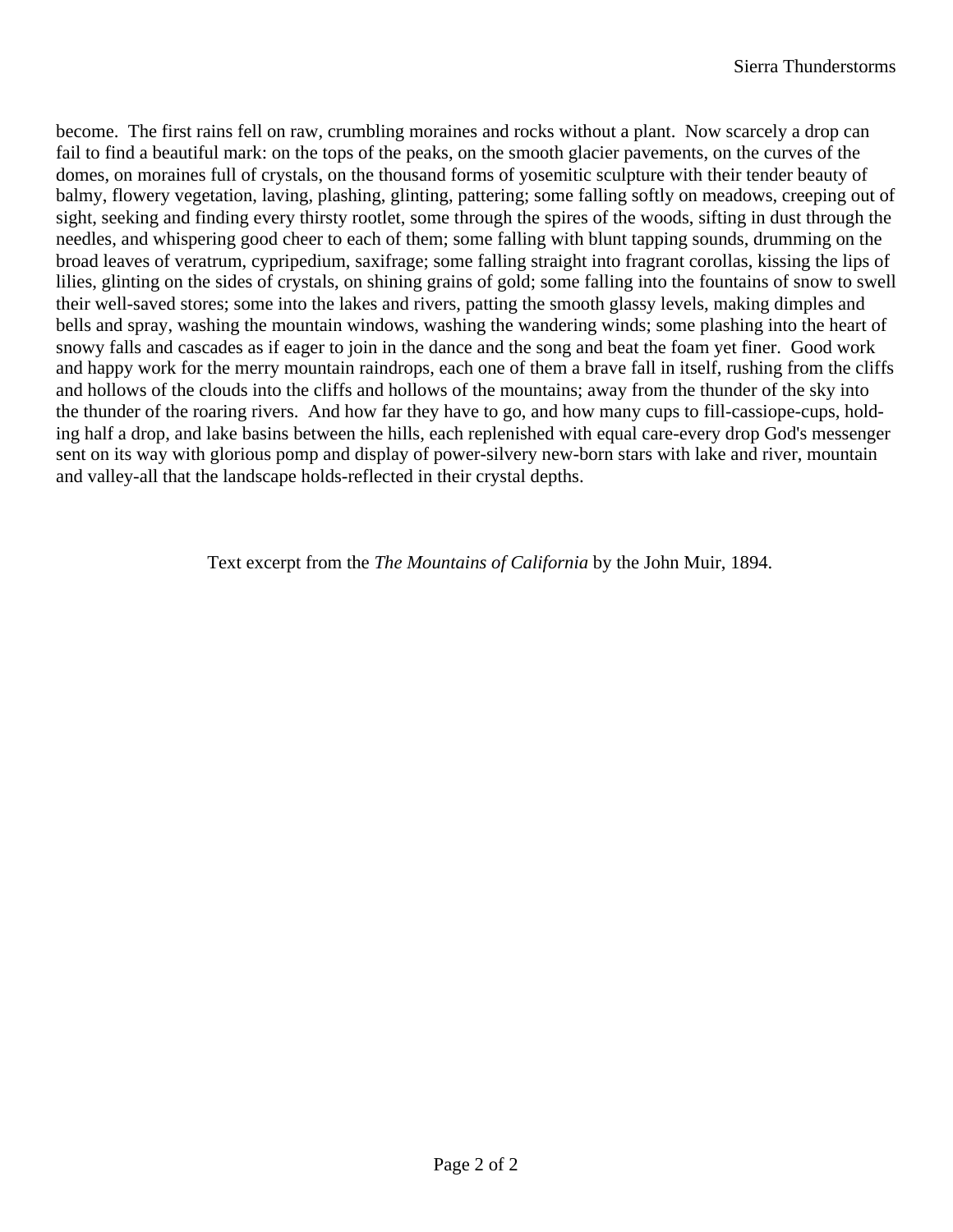become.  The first rains fell on raw, crumbling moraines and rocks without a plant.  Now scarcely a drop can fail to find a beautiful mark: on the tops of the peaks, on the smooth glacier pavements, on the curves of the domes, on moraines full of crystals, on the thousand forms of yosemitic sculpture with their tender beauty of balmy, flowery vegetation, laving, plashing, glinting, pattering; some falling softly on meadows, creeping out of sight, seeking and finding every thirsty rootlet, some through the spires of the woods, sifting in dust through the needles, and whispering good cheer to each of them; some falling with blunt tapping sounds, drumming on the broad leaves of veratrum, cypripedium, saxifrage; some falling straight into fragrant corollas, kissing the lips of lilies, glinting on the sides of crystals, on shining grains of gold; some falling into the fountains of snow to swell their well-saved stores; some into the lakes and rivers, patting the smooth glassy levels, making dimples and bells and spray, washing the mountain windows, washing the wandering winds; some plashing into the heart of snowy falls and cascades as if eager to join in the dance and the song and beat the foam yet finer.  Good work and happy work for the merry mountain raindrops, each one of them a brave fall in itself, rushing from the cliffs and hollows of the clouds into the cliffs and hollows of the mountains; away from the thunder of the sky into the thunder of the roaring rivers.  And how far they have to go, and how many cups to fill-cassiope-cups, holding half a drop, and lake basins between the hills, each replenished with equal care-every drop God's messenger sent on its way with glorious pomp and display of power-silvery new-born stars with lake and river, mountain and valley-all that the landscape holds-reflected in their crystal depths.

Text excerpt from the *The Mountains of California* by the John Muir, 1894.